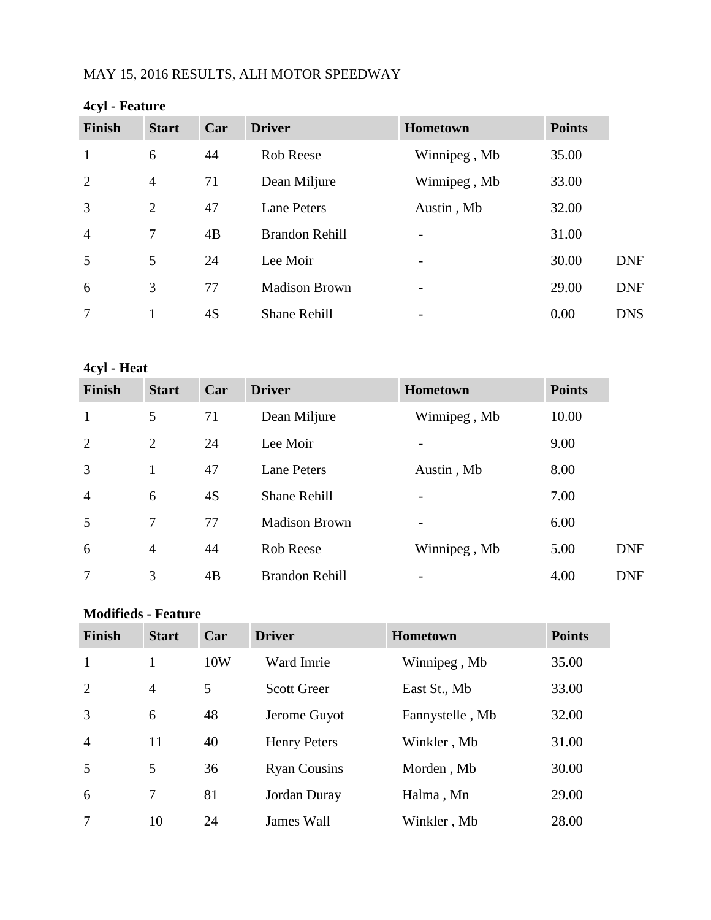MAY 15, 2016 RESULTS, ALH MOTOR SPEEDWAY

**4cyl - Feature**

| Finish | Start | Car | Driver | Hometown | Points | |
|---|---|---|---|---|---|---|
| 1 | 6 | 44 | Rob Reese | Winnipeg , Mb | 35.00 | |
| 2 | 4 | 71 | Dean Miljure | Winnipeg , Mb | 33.00 | |
| 3 | 2 | 47 | Lane Peters | Austin , Mb | 32.00 | |
| 4 | 7 | 4B | Brandon Rehill | - | 31.00 | |
| 5 | 5 | 24 | Lee Moir | - | 30.00 | DNF |
| 6 | 3 | 77 | Madison Brown | - | 29.00 | DNF |
| 7 | 1 | 4S | Shane Rehill | - | 0.00 | DNS |

**4cyl - Heat**

| Finish | Start | Car | Driver | Hometown | Points | |
|---|---|---|---|---|---|---|
| 1 | 5 | 71 | Dean Miljure | Winnipeg , Mb | 10.00 | |
| 2 | 2 | 24 | Lee Moir | - | 9.00 | |
| 3 | 1 | 47 | Lane Peters | Austin , Mb | 8.00 | |
| 4 | 6 | 4S | Shane Rehill | - | 7.00 | |
| 5 | 7 | 77 | Madison Brown | - | 6.00 | |
| 6 | 4 | 44 | Rob Reese | Winnipeg , Mb | 5.00 | DNF |
| 7 | 3 | 4B | Brandon Rehill | - | 4.00 | DNF |

**Modifieds - Feature**

| Finish | Start | Car | Driver | Hometown | Points |
|---|---|---|---|---|---|
| 1 | 1 | 10W | Ward Imrie | Winnipeg , Mb | 35.00 |
| 2 | 4 | 5 | Scott Greer | East St., Mb | 33.00 |
| 3 | 6 | 48 | Jerome Guyot | Fannystelle , Mb | 32.00 |
| 4 | 11 | 40 | Henry Peters | Winkler , Mb | 31.00 |
| 5 | 5 | 36 | Ryan Cousins | Morden , Mb | 30.00 |
| 6 | 7 | 81 | Jordan Duray | Halma , Mn | 29.00 |
| 7 | 10 | 24 | James Wall | Winkler , Mb | 28.00 |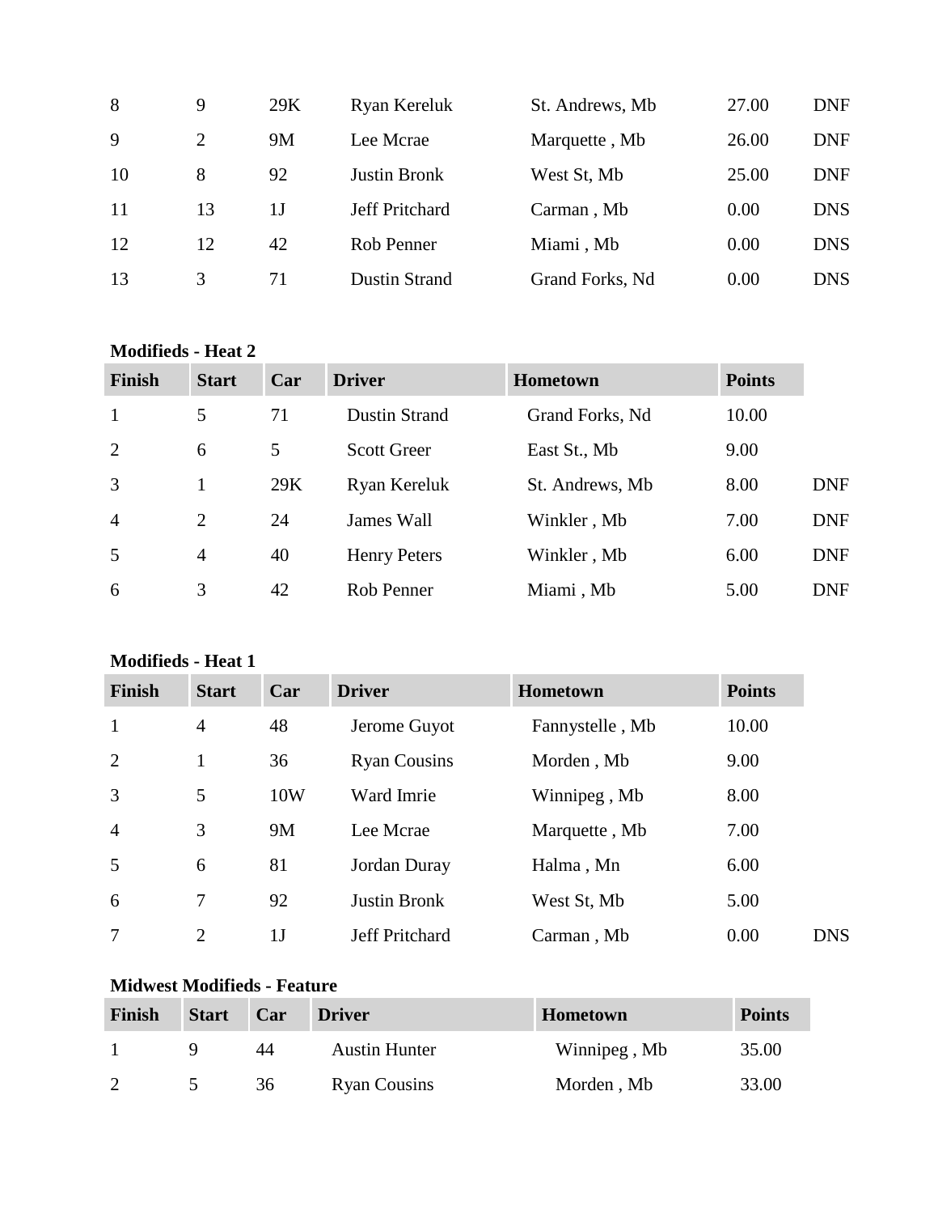| | | | | | | |
|---|---|---|---|---|---|---|
| 8 | 9 | 29K | Ryan Kereluk | St. Andrews, Mb | 27.00 | DNF |
| 9 | 2 | 9M | Lee Mcrae | Marquette , Mb | 26.00 | DNF |
| 10 | 8 | 92 | Justin Bronk | West St, Mb | 25.00 | DNF |
| 11 | 13 | 1J | Jeff Pritchard | Carman , Mb | 0.00 | DNS |
| 12 | 12 | 42 | Rob Penner | Miami , Mb | 0.00 | DNS |
| 13 | 3 | 71 | Dustin Strand | Grand Forks, Nd | 0.00 | DNS |

**Modifieds - Heat 2**

| Finish | Start | Car | Driver | Hometown | Points | |
|---|---|---|---|---|---|---|
| 1 | 5 | 71 | Dustin Strand | Grand Forks, Nd | 10.00 | |
| 2 | 6 | 5 | Scott Greer | East St., Mb | 9.00 | |
| 3 | 1 | 29K | Ryan Kereluk | St. Andrews, Mb | 8.00 | DNF |
| 4 | 2 | 24 | James Wall | Winkler , Mb | 7.00 | DNF |
| 5 | 4 | 40 | Henry Peters | Winkler , Mb | 6.00 | DNF |
| 6 | 3 | 42 | Rob Penner | Miami , Mb | 5.00 | DNF |

**Modifieds - Heat 1**

| Finish | Start | Car | Driver | Hometown | Points | |
|---|---|---|---|---|---|---|
| 1 | 4 | 48 | Jerome Guyot | Fannystelle , Mb | 10.00 | |
| 2 | 1 | 36 | Ryan Cousins | Morden , Mb | 9.00 | |
| 3 | 5 | 10W | Ward Imrie | Winnipeg , Mb | 8.00 | |
| 4 | 3 | 9M | Lee Mcrae | Marquette , Mb | 7.00 | |
| 5 | 6 | 81 | Jordan Duray | Halma , Mn | 6.00 | |
| 6 | 7 | 92 | Justin Bronk | West St, Mb | 5.00 | |
| 7 | 2 | 1J | Jeff Pritchard | Carman , Mb | 0.00 | DNS |

**Midwest Modifieds - Feature**

| Finish | Start | Car | Driver | Hometown | Points |
|---|---|---|---|---|---|
| 1 | 9 | 44 | Austin Hunter | Winnipeg , Mb | 35.00 |
| 2 | 5 | 36 | Ryan Cousins | Morden , Mb | 33.00 |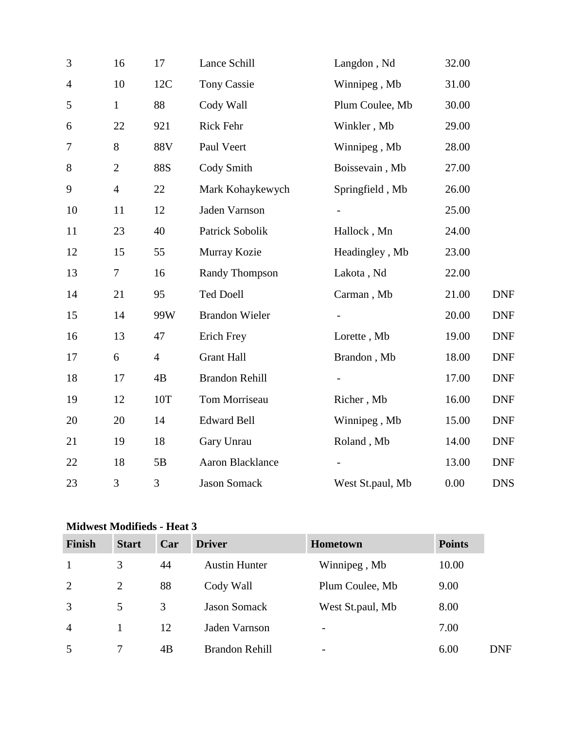| | | | | | | |
|---|---|---|---|---|---|---|
| 3 | 16 | 17 | Lance Schill | Langdon , Nd | 32.00 | |
| 4 | 10 | 12C | Tony Cassie | Winnipeg , Mb | 31.00 | |
| 5 | 1 | 88 | Cody Wall | Plum Coulee, Mb | 30.00 | |
| 6 | 22 | 921 | Rick Fehr | Winkler , Mb | 29.00 | |
| 7 | 8 | 88V | Paul Veert | Winnipeg , Mb | 28.00 | |
| 8 | 2 | 88S | Cody Smith | Boissevain , Mb | 27.00 | |
| 9 | 4 | 22 | Mark Kohaykewych | Springfield , Mb | 26.00 | |
| 10 | 11 | 12 | Jaden Varnson | - | 25.00 | |
| 11 | 23 | 40 | Patrick Sobolik | Hallock , Mn | 24.00 | |
| 12 | 15 | 55 | Murray Kozie | Headingley , Mb | 23.00 | |
| 13 | 7 | 16 | Randy Thompson | Lakota , Nd | 22.00 | |
| 14 | 21 | 95 | Ted Doell | Carman , Mb | 21.00 | DNF |
| 15 | 14 | 99W | Brandon Wieler | - | 20.00 | DNF |
| 16 | 13 | 47 | Erich Frey | Lorette , Mb | 19.00 | DNF |
| 17 | 6 | 4 | Grant Hall | Brandon , Mb | 18.00 | DNF |
| 18 | 17 | 4B | Brandon Rehill | - | 17.00 | DNF |
| 19 | 12 | 10T | Tom Morriseau | Richer , Mb | 16.00 | DNF |
| 20 | 20 | 14 | Edward Bell | Winnipeg , Mb | 15.00 | DNF |
| 21 | 19 | 18 | Gary Unrau | Roland , Mb | 14.00 | DNF |
| 22 | 18 | 5B | Aaron Blacklance | - | 13.00 | DNF |
| 23 | 3 | 3 | Jason Somack | West St.paul, Mb | 0.00 | DNS |

**Midwest Modifieds - Heat 3**

| Finish | Start | Car | Driver | Hometown | Points | |
|---|---|---|---|---|---|---|
| 1 | 3 | 44 | Austin Hunter | Winnipeg , Mb | 10.00 | |
| 2 | 2 | 88 | Cody Wall | Plum Coulee, Mb | 9.00 | |
| 3 | 5 | 3 | Jason Somack | West St.paul, Mb | 8.00 | |
| 4 | 1 | 12 | Jaden Varnson | - | 7.00 | |
| 5 | 7 | 4B | Brandon Rehill | - | 6.00 | DNF |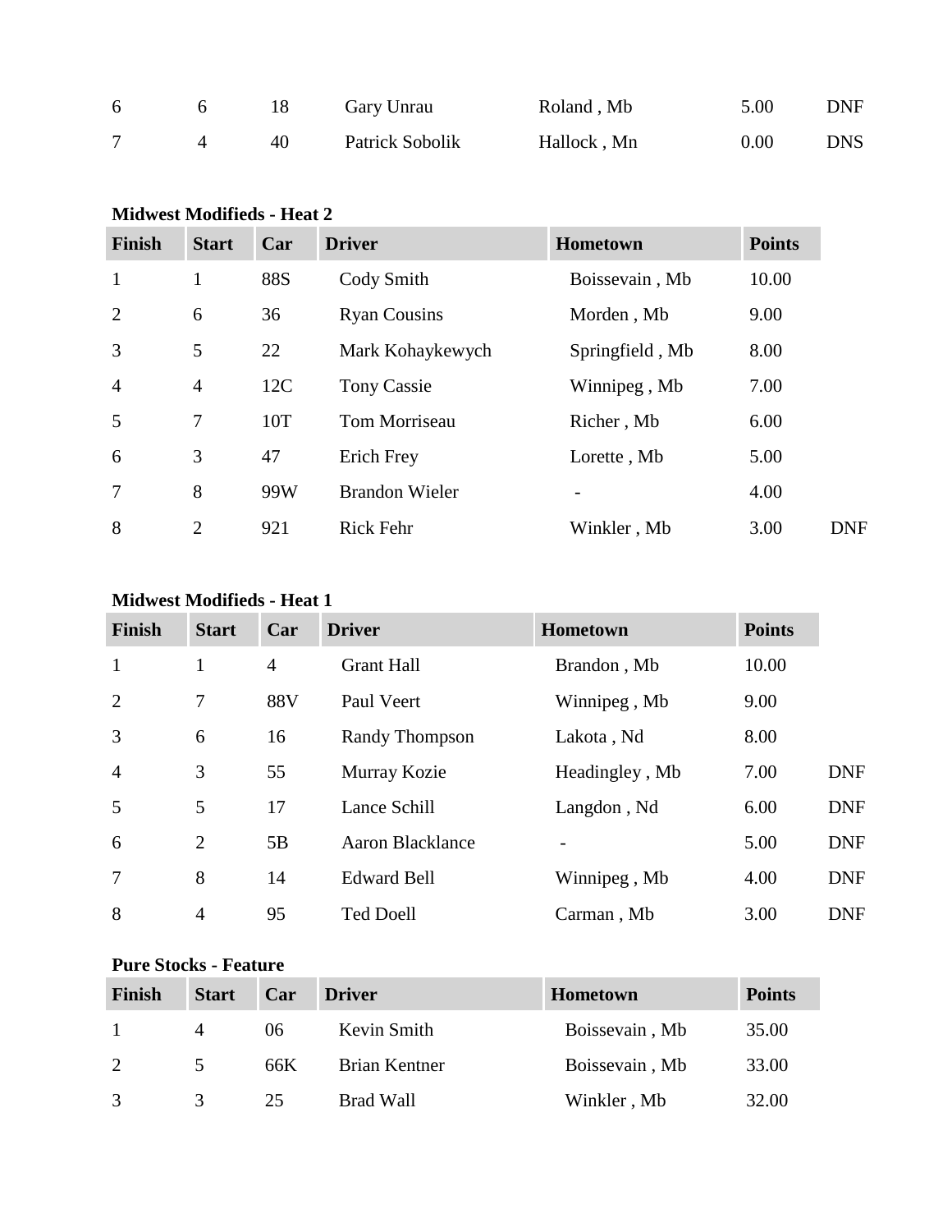| | | | | | | |
|---|---|---|---|---|---|---|
| 6 | 6 | 18 | Gary Unrau | Roland , Mb | 5.00 | DNF |
| 7 | 4 | 40 | Patrick Sobolik | Hallock , Mn | 0.00 | DNS |

**Midwest Modifieds - Heat 2**

| Finish | Start | Car | Driver | Hometown | Points | |
|---|---|---|---|---|---|---|
| 1 | 1 | 88S | Cody Smith | Boissevain , Mb | 10.00 | |
| 2 | 6 | 36 | Ryan Cousins | Morden , Mb | 9.00 | |
| 3 | 5 | 22 | Mark Kohaykewych | Springfield , Mb | 8.00 | |
| 4 | 4 | 12C | Tony Cassie | Winnipeg , Mb | 7.00 | |
| 5 | 7 | 10T | Tom Morriseau | Richer , Mb | 6.00 | |
| 6 | 3 | 47 | Erich Frey | Lorette , Mb | 5.00 | |
| 7 | 8 | 99W | Brandon Wieler | - | 4.00 | |
| 8 | 2 | 921 | Rick Fehr | Winkler , Mb | 3.00 | DNF |

**Midwest Modifieds - Heat 1**

| Finish | Start | Car | Driver | Hometown | Points | |
|---|---|---|---|---|---|---|
| 1 | 1 | 4 | Grant Hall | Brandon , Mb | 10.00 | |
| 2 | 7 | 88V | Paul Veert | Winnipeg , Mb | 9.00 | |
| 3 | 6 | 16 | Randy Thompson | Lakota , Nd | 8.00 | |
| 4 | 3 | 55 | Murray Kozie | Headingley , Mb | 7.00 | DNF |
| 5 | 5 | 17 | Lance Schill | Langdon , Nd | 6.00 | DNF |
| 6 | 2 | 5B | Aaron Blacklance | - | 5.00 | DNF |
| 7 | 8 | 14 | Edward Bell | Winnipeg , Mb | 4.00 | DNF |
| 8 | 4 | 95 | Ted Doell | Carman , Mb | 3.00 | DNF |

**Pure Stocks - Feature**

| Finish | Start | Car | Driver | Hometown | Points |
|---|---|---|---|---|---|
| 1 | 4 | 06 | Kevin Smith | Boissevain , Mb | 35.00 |
| 2 | 5 | 66K | Brian Kentner | Boissevain , Mb | 33.00 |
| 3 | 3 | 25 | Brad Wall | Winkler , Mb | 32.00 |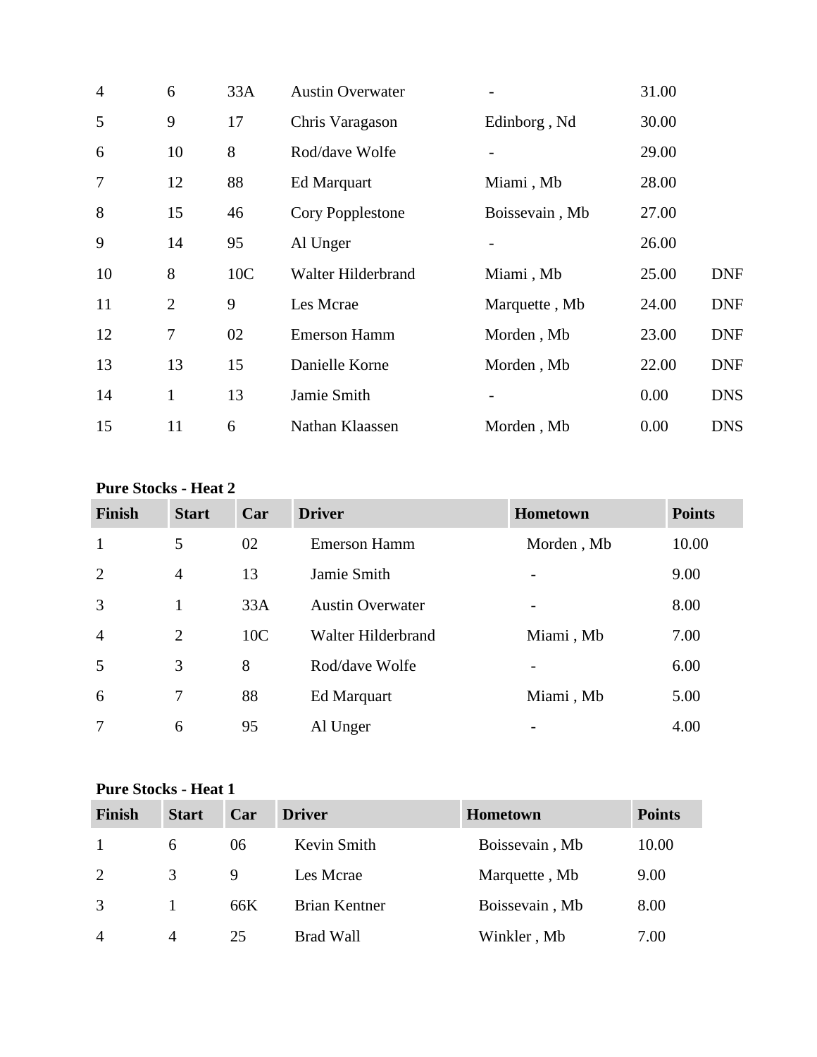| | | | | | | |
|---|---|---|---|---|---|---|
| 4 | 6 | 33A | Austin Overwater | - | 31.00 | |
| 5 | 9 | 17 | Chris Varagason | Edinborg , Nd | 30.00 | |
| 6 | 10 | 8 | Rod/dave Wolfe | - | 29.00 | |
| 7 | 12 | 88 | Ed Marquart | Miami , Mb | 28.00 | |
| 8 | 15 | 46 | Cory Popplestone | Boissevain , Mb | 27.00 | |
| 9 | 14 | 95 | Al Unger | - | 26.00 | |
| 10 | 8 | 10C | Walter Hilderbrand | Miami , Mb | 25.00 | DNF |
| 11 | 2 | 9 | Les Mcrae | Marquette , Mb | 24.00 | DNF |
| 12 | 7 | 02 | Emerson Hamm | Morden , Mb | 23.00 | DNF |
| 13 | 13 | 15 | Danielle Korne | Morden , Mb | 22.00 | DNF |
| 14 | 1 | 13 | Jamie Smith | - | 0.00 | DNS |
| 15 | 11 | 6 | Nathan Klaassen | Morden , Mb | 0.00 | DNS |

**Pure Stocks - Heat 2**

| Finish | Start | Car | Driver | Hometown | Points |
|---|---|---|---|---|---|
| 1 | 5 | 02 | Emerson Hamm | Morden , Mb | 10.00 |
| 2 | 4 | 13 | Jamie Smith | - | 9.00 |
| 3 | 1 | 33A | Austin Overwater | - | 8.00 |
| 4 | 2 | 10C | Walter Hilderbrand | Miami , Mb | 7.00 |
| 5 | 3 | 8 | Rod/dave Wolfe | - | 6.00 |
| 6 | 7 | 88 | Ed Marquart | Miami , Mb | 5.00 |
| 7 | 6 | 95 | Al Unger | - | 4.00 |

**Pure Stocks - Heat 1**

| Finish | Start | Car | Driver | Hometown | Points |
|---|---|---|---|---|---|
| 1 | 6 | 06 | Kevin Smith | Boissevain , Mb | 10.00 |
| 2 | 3 | 9 | Les Mcrae | Marquette , Mb | 9.00 |
| 3 | 1 | 66K | Brian Kentner | Boissevain , Mb | 8.00 |
| 4 | 4 | 25 | Brad Wall | Winkler , Mb | 7.00 |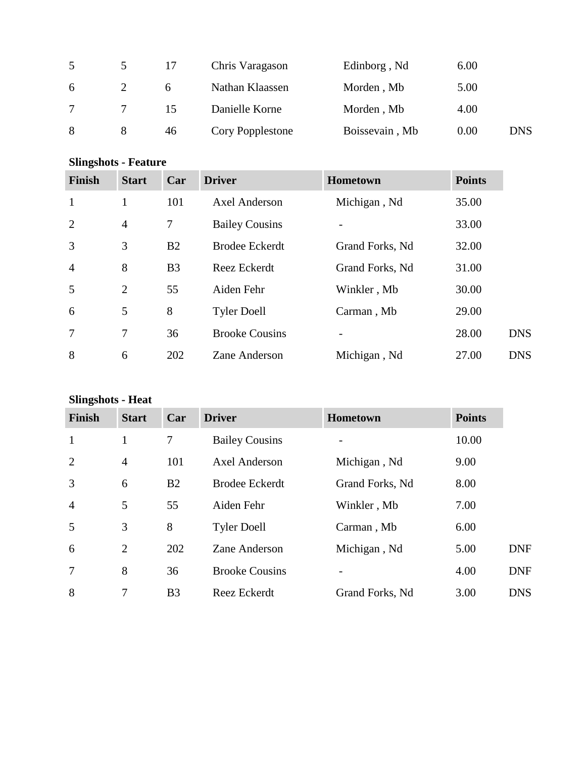| | | | | | | |
|---|---|---|---|---|---|---|
| 5 | 5 | 17 | Chris Varagason | Edinborg , Nd | 6.00 | |
| 6 | 2 | 6 | Nathan Klaassen | Morden , Mb | 5.00 | |
| 7 | 7 | 15 | Danielle Korne | Morden , Mb | 4.00 | |
| 8 | 8 | 46 | Cory Popplestone | Boissevain , Mb | 0.00 | DNS |

**Slingshots - Feature**

| Finish | Start | Car | Driver | Hometown | Points | |
|---|---|---|---|---|---|---|
| 1 | 1 | 101 | Axel Anderson | Michigan , Nd | 35.00 | |
| 2 | 4 | 7 | Bailey Cousins | - | 33.00 | |
| 3 | 3 | B2 | Brodee Eckerdt | Grand Forks, Nd | 32.00 | |
| 4 | 8 | B3 | Reez Eckerdt | Grand Forks, Nd | 31.00 | |
| 5 | 2 | 55 | Aiden Fehr | Winkler , Mb | 30.00 | |
| 6 | 5 | 8 | Tyler Doell | Carman , Mb | 29.00 | |
| 7 | 7 | 36 | Brooke Cousins | - | 28.00 | DNS |
| 8 | 6 | 202 | Zane Anderson | Michigan , Nd | 27.00 | DNS |

**Slingshots - Heat**

| Finish | Start | Car | Driver | Hometown | Points | |
|---|---|---|---|---|---|---|
| 1 | 1 | 7 | Bailey Cousins | - | 10.00 | |
| 2 | 4 | 101 | Axel Anderson | Michigan , Nd | 9.00 | |
| 3 | 6 | B2 | Brodee Eckerdt | Grand Forks, Nd | 8.00 | |
| 4 | 5 | 55 | Aiden Fehr | Winkler , Mb | 7.00 | |
| 5 | 3 | 8 | Tyler Doell | Carman , Mb | 6.00 | |
| 6 | 2 | 202 | Zane Anderson | Michigan , Nd | 5.00 | DNF |
| 7 | 8 | 36 | Brooke Cousins | - | 4.00 | DNF |
| 8 | 7 | B3 | Reez Eckerdt | Grand Forks, Nd | 3.00 | DNS |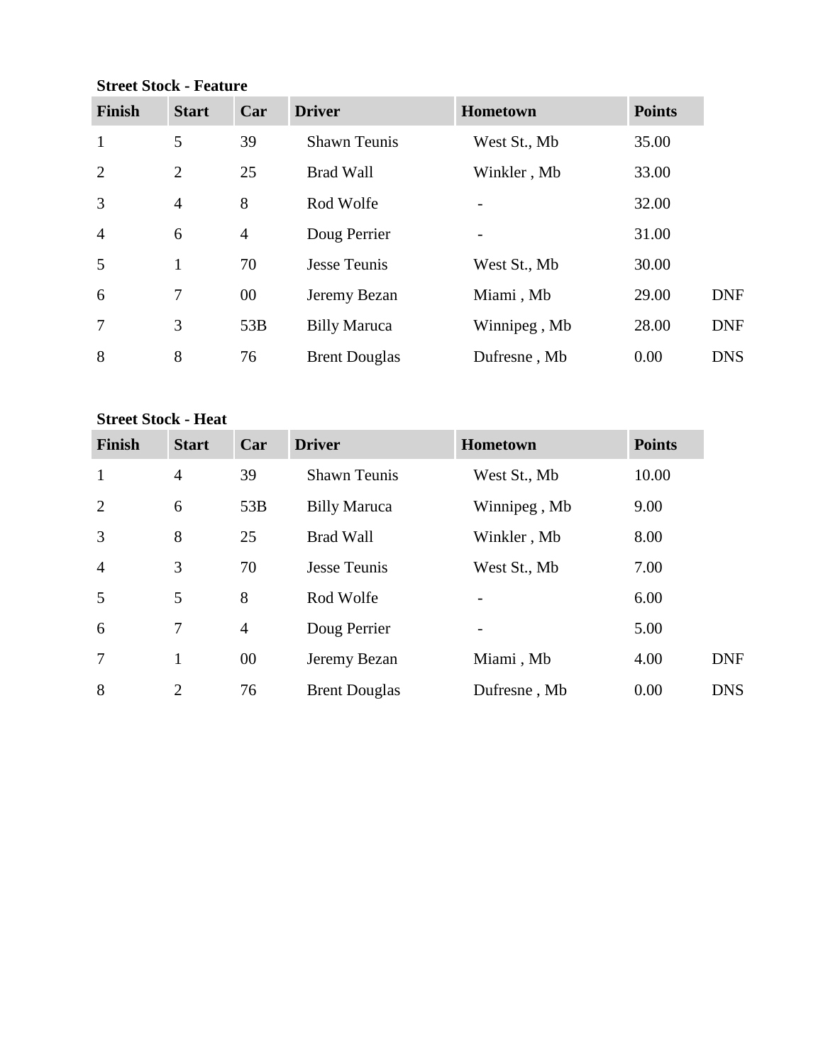**Street Stock - Feature**

| Finish | Start | Car | Driver | Hometown | Points | |
|---|---|---|---|---|---|---|
| 1 | 5 | 39 | Shawn Teunis | West St., Mb | 35.00 | |
| 2 | 2 | 25 | Brad Wall | Winkler , Mb | 33.00 | |
| 3 | 4 | 8 | Rod Wolfe | - | 32.00 | |
| 4 | 6 | 4 | Doug Perrier | - | 31.00 | |
| 5 | 1 | 70 | Jesse Teunis | West St., Mb | 30.00 | |
| 6 | 7 | 00 | Jeremy Bezan | Miami , Mb | 29.00 | DNF |
| 7 | 3 | 53B | Billy Maruca | Winnipeg , Mb | 28.00 | DNF |
| 8 | 8 | 76 | Brent Douglas | Dufresne , Mb | 0.00 | DNS |

**Street Stock - Heat**

| Finish | Start | Car | Driver | Hometown | Points | |
|---|---|---|---|---|---|---|
| 1 | 4 | 39 | Shawn Teunis | West St., Mb | 10.00 | |
| 2 | 6 | 53B | Billy Maruca | Winnipeg , Mb | 9.00 | |
| 3 | 8 | 25 | Brad Wall | Winkler , Mb | 8.00 | |
| 4 | 3 | 70 | Jesse Teunis | West St., Mb | 7.00 | |
| 5 | 5 | 8 | Rod Wolfe | - | 6.00 | |
| 6 | 7 | 4 | Doug Perrier | - | 5.00 | |
| 7 | 1 | 00 | Jeremy Bezan | Miami , Mb | 4.00 | DNF |
| 8 | 2 | 76 | Brent Douglas | Dufresne , Mb | 0.00 | DNS |